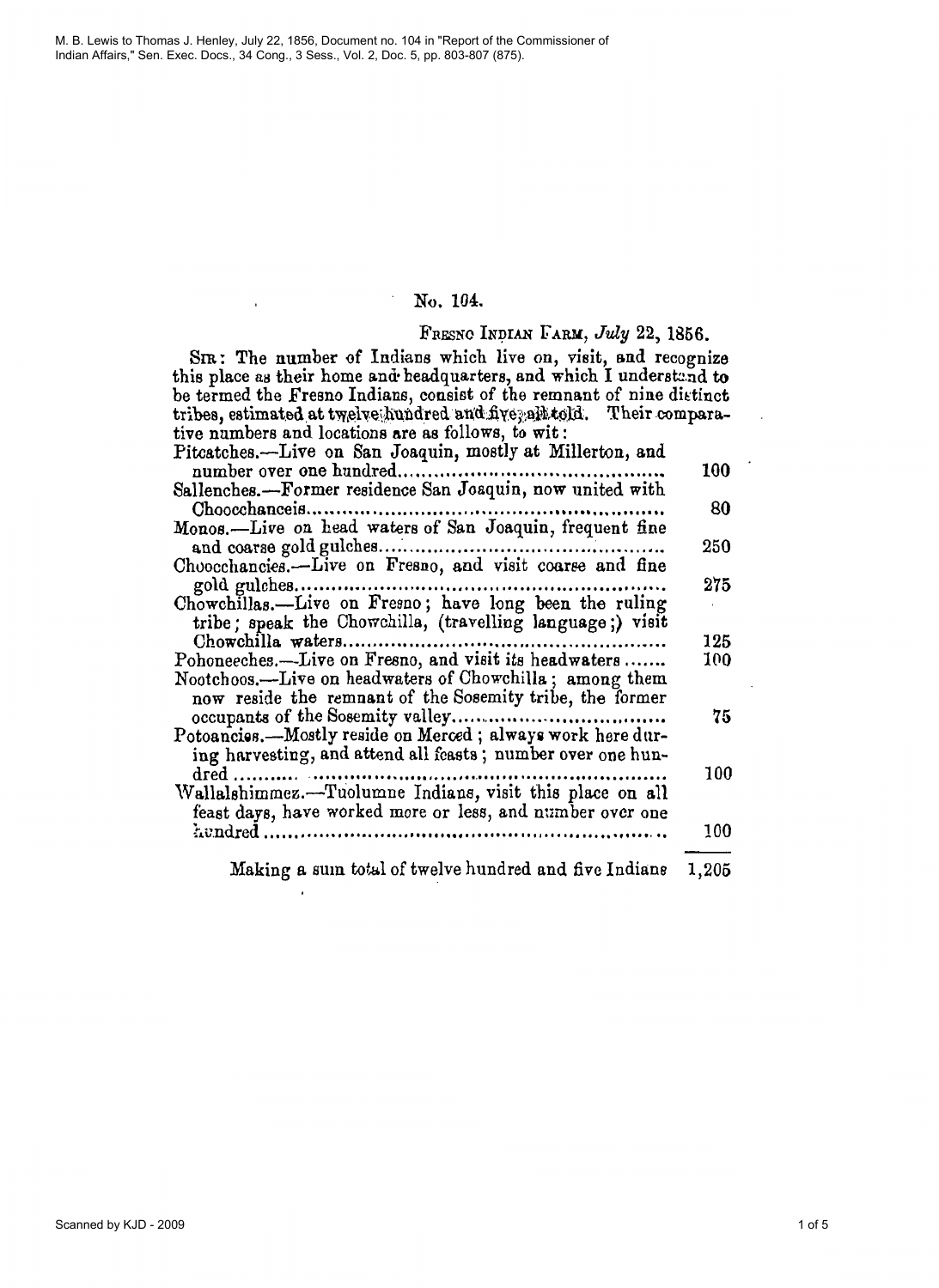M. B. Lewis to Thomas J. Henley, July 22, 1856, Document no. 104 in "Report of the Commissioner of Indian Affairs," Sen. Exec. Docs., 34 Cong., 3 Sess., Vol. 2, Doc. 5, pp. 803-807 (875).

## No. 104.

FRESNO INDIAN FARM, *July* 22, 1856.

SIR: The number of Indians which live on, visit, and recognize this place as their home and headquarters, and which I understand to be termed the Fresno Indians, consist of the remnant of nine distinct tribes, estimated at twelve hundred and five, all told. Their comparative numbers and locations are as follows, to wit:

| | |
|---|---|
| Pitcatches.—Live on San Joaquin, mostly at Millerton, and number over one hundred | 100 |
| Sallenches.—Former residence San Joaquin, now united with Choocchanceis | 80 |
| Monos.—Live on head waters of San Joaquin, frequent fine and coarse gold gulches | 250 |
| Choocchancies.—Live on Fresno, and visit coarse and fine gold gulches | 275 |
| Chowchillas.—Live on Fresno; have long been the ruling tribe; speak the Chowchilla, (travelling language;) visit Chowchilla waters | 125 |
| Pohoneeches.—Live on Fresno, and visit its headwaters | 100 |
| Nootchoos.—Live on headwaters of Chowchilla; among them now reside the remnant of the Sosemity tribe, the former occupants of the Sosemity valley | 75 |
| Potoancies.—Mostly reside on Merced; always work here during harvesting, and attend all feasts; number over one hundred | 100 |
| Wallalshimmez.—Tuolumne Indians, visit this place on all feast days, have worked more or less, and number over one hundred | 100 |
| Making a sum total of twelve hundred and five Indians | 1,205 |

Scanned by KJD - 2009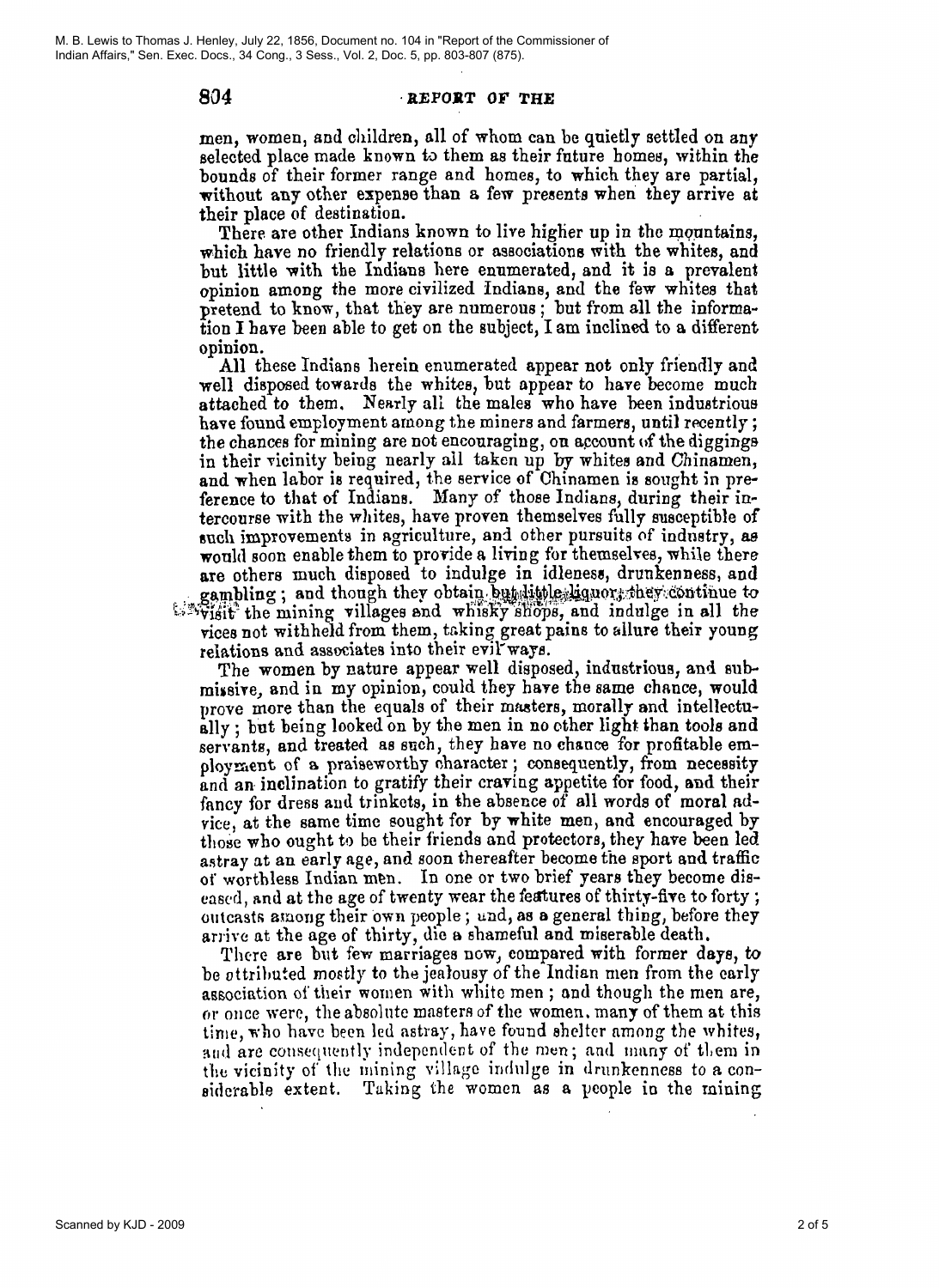men, women, and children, all of whom can be quietly settled on any selected place made known to them as their future homes, within the bounds of their former range and homes, to which they are partial, without any other expense than a few presents when they arrive at their place of destination.

There are other Indians known to live higher up in the mountains, which have no friendly relations or associations with the whites, and but little with the Indians here enumerated, and it is a prevalent opinion among the more civilized Indians, and the few whites that pretend to know, that they are numerous; but from all the information I have been able to get on the subject, I am inclined to a different opinion.

All these Indians herein enumerated appear not only friendly and well disposed towards the whites, but appear to have become much attached to them. Nearly all the males who have been industrious have found employment among the miners and farmers, until recently; the chances for mining are not encouraging, on account of the diggings in their vicinity being nearly all taken up by whites and Chinamen, and when labor is required, the service of Chinamen is sought in preference to that of Indians. Many of those Indians, during their intercourse with the whites, have proven themselves fully susceptible of such improvements in agriculture, and other pursuits of industry, as would soon enable them to provide a living for themselves, while there are others much disposed to indulge in idleness, drunkenness, and gambling; and though they obtain but little liquor, they continue to visit the mining villages and whisky shops, and indulge in all the vices not withheld from them, taking great pains to allure their young relations and associates into their evil ways.

The women by nature appear well disposed, industrious, and submissive, and in my opinion, could they have the same chance, would prove more than the equals of their masters, morally and intellectually; but being looked on by the men in no other light than tools and servants, and treated as such, they have no chance for profitable employment of a praiseworthy character; consequently, from necessity and an inclination to gratify their craving appetite for food, and their fancy for dress and trinkets, in the absence of all words of moral advice, at the same time sought for by white men, and encouraged by those who ought to be their friends and protectors, they have been led astray at an early age, and soon thereafter become the sport and traffic of worthless Indian men. In one or two brief years they become diseased, and at the age of twenty wear the features of thirty-five to forty; outcasts among their own people; and, as a general thing, before they arrive at the age of thirty, die a shameful and miserable death.

There are but few marriages now, compared with former days, to be attributed mostly to the jealousy of the Indian men from the early association of their women with white men; and though the men are, or once were, the absolute masters of the women, many of them at this time, who have been led astray, have found shelter among the whites, and are consequently independent of the men; and many of them in the vicinity of the mining village indulge in drunkenness to a considerable extent. Taking the women as a people in the mining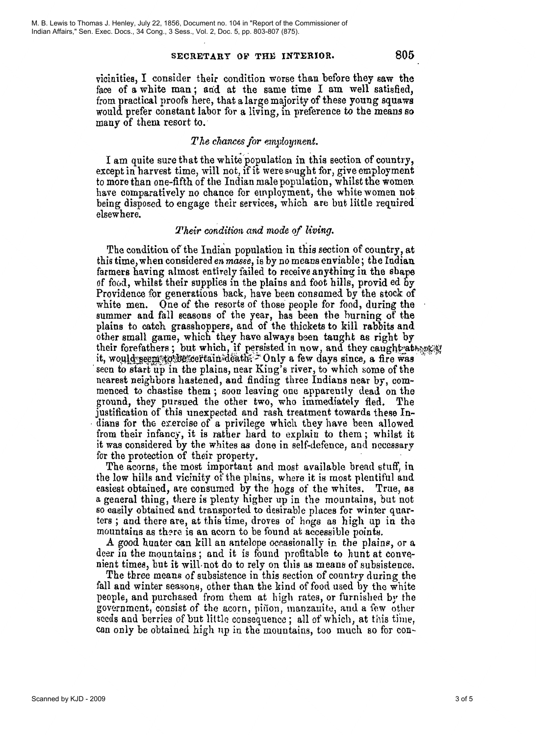vicinities, I consider their condition worse than before they saw the face of a white man; and at the same time I am well satisfied, from practical proofs here, that a large majority of these young squaws would prefer constant labor for a living, in preference to the means so many of them resort to.

### *The chances for employment.*

I am quite sure that the white population in this section of country, except in harvest time, will not, if it were sought for, give employment to more than one-fifth of the Indian male population, whilst the women have comparatively no chance for employment, the white women not being disposed to engage their services, which are but little required elsewhere.

### *Their condition and mode of living.*

The condition of the Indian population in this section of country, at this time, when considered *en masse*, is by no means enviable; the Indian farmers having almost entirely failed to receive anything in the shape of food, whilst their supplies in the plains and foot hills, provid ed by Providence for generations back, have been consumed by the stock of white men. One of the resorts of those people for food, during the summer and fall seasons of the year, has been the burning of the plains to catch grasshoppers, and of the thickets to kill rabbits and other small game, which they have always been taught as right by their forefathers; but which, if persisted in now, and they caught at it, would seem to be certain death. Only a few days since, a fire was seen to start up in the plains, near King's river, to which some of the nearest neighbors hastened, and finding three Indians near by, commenced to chastise them; soon leaving one apparently dead on the ground, they pursued the other two, who immediately fled. The justification of this unexpected and rash treatment towards these Indians for the exercise of a privilege which they have been allowed from their infancy, it is rather hard to explain to them; whilst it it was considered by the whites as done in self-defence, and necessary for the protection of their property.

The acorns, the most important and most available bread stuff, in the low hills and vicinity of the plains, where it is most plentiful and easiest obtained, are consumed by the hogs of the whites. True, as a general thing, there is plenty higher up in the mountains, but not so easily obtained and transported to desirable places for winter quarters; and there are, at this time, droves of hogs as high up in the mountains as there is an acorn to be found at accessible points.

A good hunter can kill an antelope occasionally in the plains, or a deer in the mountains; and it is found profitable to hunt at convenient times, but it will not do to rely on this as means of subsistence.

The three means of subsistence in this section of country during the fall and winter seasons, other than the kind of food used by the white people, and purchased from them at high rates, or furnished by the government, consist of the acorn, piñon, manzanite, and a few other seeds and berries of but little consequence; all of which, at this time, can only be obtained high up in the mountains, too much so for con-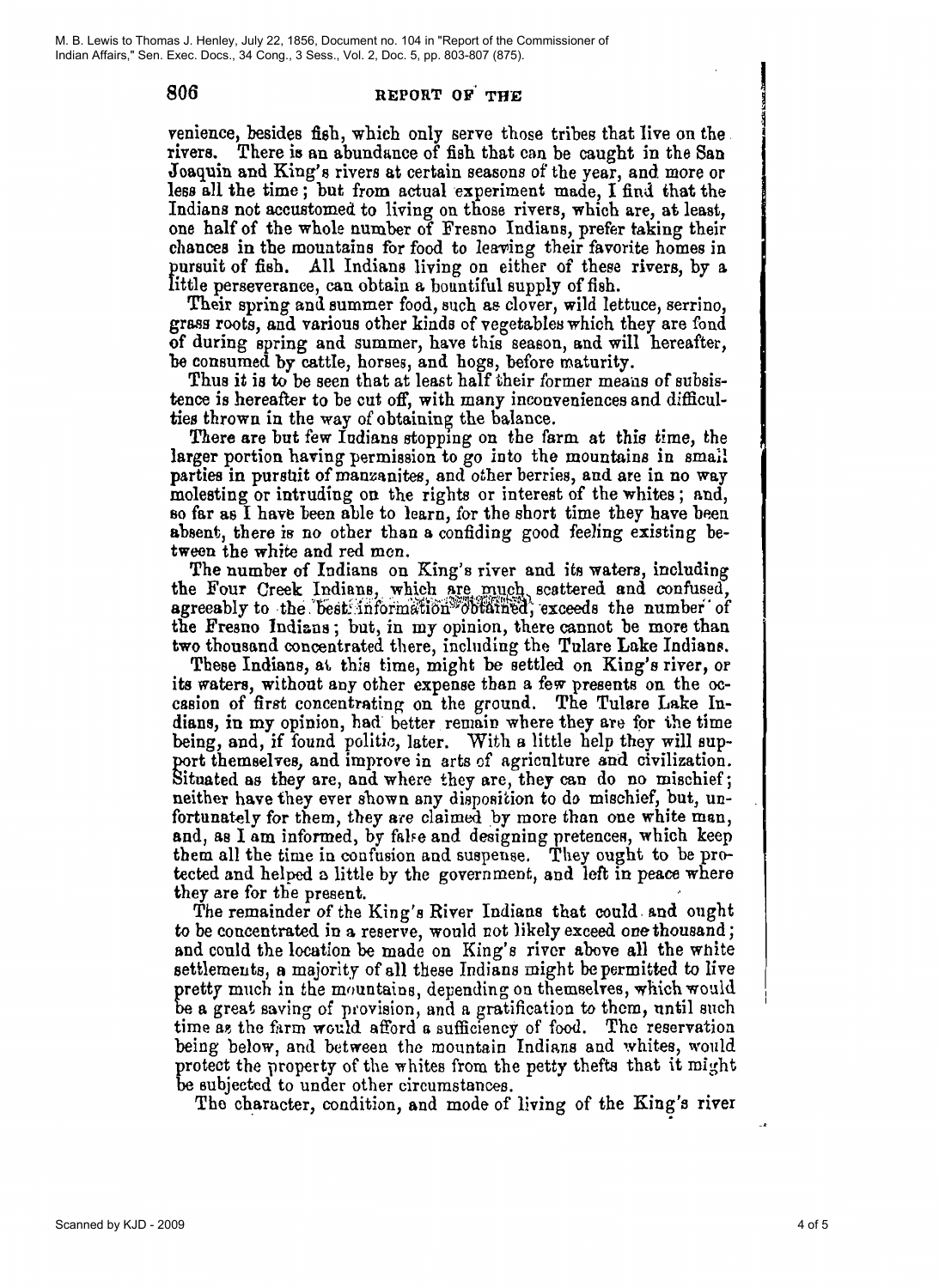venience, besides fish, which only serve those tribes that live on the rivers. There is an abundance of fish that can be caught in the San Joaquin and King's rivers at certain seasons of the year, and more or less all the time; but from actual experiment made, I find that the Indians not accustomed to living on those rivers, which are, at least, one half of the whole number of Fresno Indians, prefer taking their chances in the mountains for food to leaving their favorite homes in pursuit of fish. All Indians living on either of these rivers, by a little perseverance, can obtain a bountiful supply of fish.

Their spring and summer food, such as clover, wild lettuce, serrino, grass roots, and various other kinds of vegetables which they are fond of during spring and summer, have this season, and will hereafter, be consumed by cattle, horses, and hogs, before maturity.

Thus it is to be seen that at least half their former means of subsistence is hereafter to be cut off, with many inconveniences and difficulties thrown in the way of obtaining the balance.

There are but few Indians stopping on the farm at this time, the larger portion having permission to go into the mountains in small parties in pursuit of manzanites, and other berries, and are in no way molesting or intruding on the rights or interest of the whites; and, so far as I have been able to learn, for the short time they have been absent, there is no other than a confiding good feeling existing between the white and red men.

The number of Indians on King's river and its waters, including the Four Creek Indians, which are much scattered and confused, agreeably to the best information obtained, exceeds the number of the Fresno Indians; but, in my opinion, there cannot be more than two thousand concentrated there, including the Tulare Lake Indians.

These Indians, at this time, might be settled on King's river, or its waters, without any other expense than a few presents on the occasion of first concentrating on the ground. The Tulare Lake Indians, in my opinion, had better remain where they are for the time being, and, if found politic, later. With a little help they will support themselves, and improve in arts of agriculture and civilization. Situated as they are, and where they are, they can do no mischief; neither have they ever shown any disposition to do mischief, but, unfortunately for them, they are claimed by more than one white man, and, as I am informed, by false and designing pretences, which keep them all the time in confusion and suspense. They ought to be protected and helped a little by the government, and left in peace where they are for the present.

The remainder of the King's River Indians that could and ought to be concentrated in a reserve, would not likely exceed one thousand; and could the location be made on King's river above all the white settlements, a majority of all these Indians might be permitted to live pretty much in the mountains, depending on themselves, which would be a great saving of provision, and a gratification to them, until such time as the farm would afford a sufficiency of food. The reservation being below, and between the mountain Indians and whites, would protect the property of the whites from the petty thefts that it might be subjected to under other circumstances.

The character, condition, and mode of living of the King's river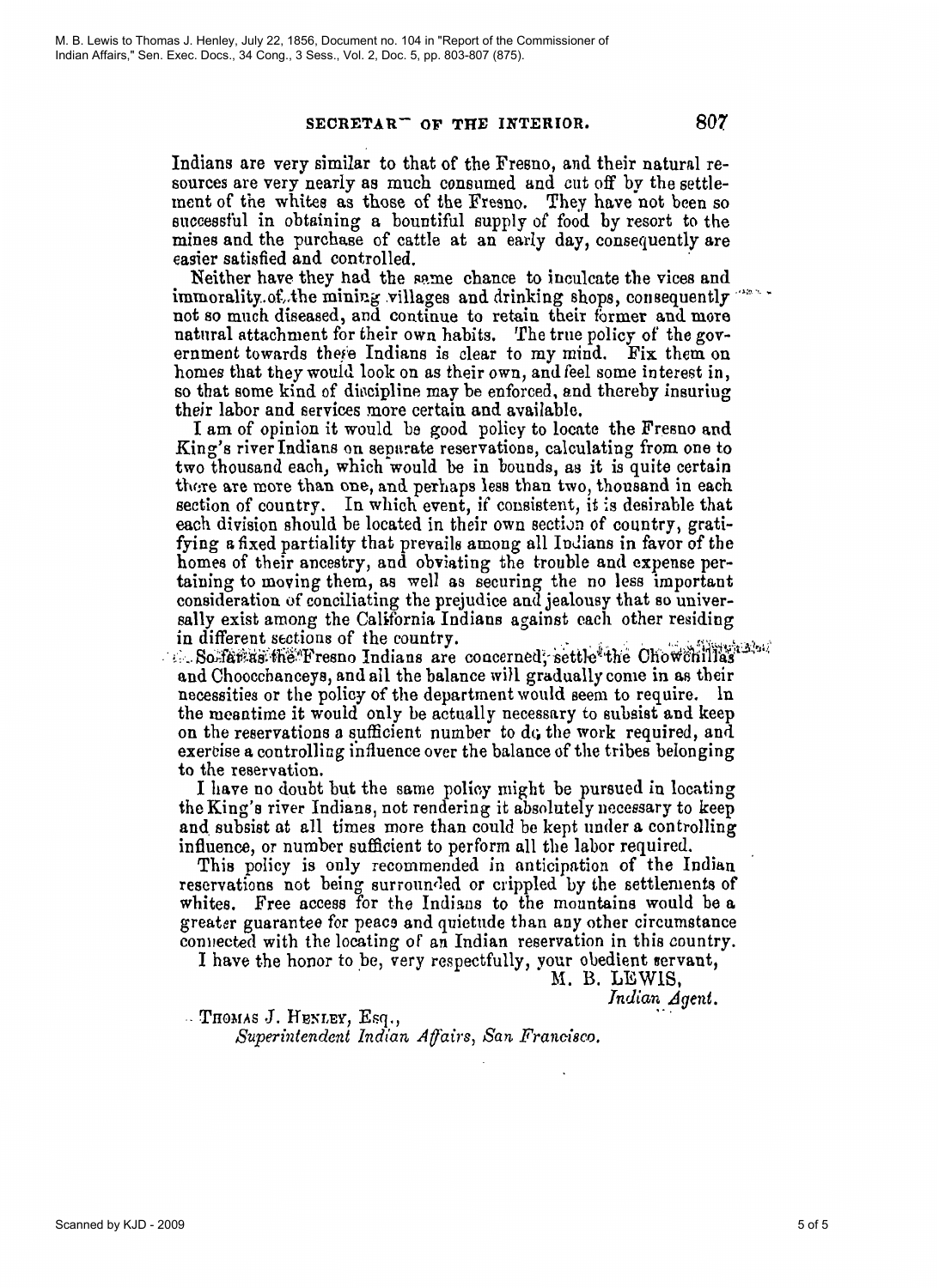Indians are very similar to that of the Fresno, and their natural resources are very nearly as much consumed and cut off by the settlement of the whites as those of the Fresno. They have not been so successful in obtaining a bountiful supply of food by resort to the mines and the purchase of cattle at an early day, consequently are easier satisfied and controlled.

Neither have they had the same chance to inculcate the vices and immorality of the mining villages and drinking shops, consequently not so much diseased, and continue to retain their former and more natural attachment for their own habits. The true policy of the government towards these Indians is clear to my mind. Fix them on homes that they would look on as their own, and feel some interest in, so that some kind of discipline may be enforced, and thereby insuring their labor and services more certain and available.

I am of opinion it would be good policy to locate the Fresno and King's river Indians on separate reservations, calculating from one to two thousand each, which would be in bounds, as it is quite certain there are more than one, and perhaps less than two, thousand in each section of country. In which event, if consistent, it is desirable that each division should be located in their own section of country, gratifying a fixed partiality that prevails among all Indians in favor of the homes of their ancestry, and obviating the trouble and expense pertaining to moving them, as well as securing the no less important consideration of conciliating the prejudice and jealousy that so universally exist among the California Indians against each other residing in different sections of the country.

So far as the Fresno Indians are concerned, settle the Chowchillas and Choocchanceys, and all the balance will gradually come in as their necessities or the policy of the department would seem to require. In the meantime it would only be actually necessary to subsist and keep on the reservations a sufficient number to do the work required, and exercise a controlling influence over the balance of the tribes belonging to the reservation.

I have no doubt but the same policy might be pursued in locating the King's river Indians, not rendering it absolutely necessary to keep and subsist at all times more than could be kept under a controlling influence, or number sufficient to perform all the labor required.

This policy is only recommended in anticipation of the Indian reservations not being surrounded or crippled by the settlements of whites. Free access for the Indians to the mountains would be a greater guarantee for peace and quietude than any other circumstance connected with the locating of an Indian reservation in this country.

I have the honor to be, very respectfully, your obedient servant,

M. B. LEWIS,
*Indian Agent.*

THOMAS J. HENLEY, Esq.,
*Superintendent Indian Affairs, San Francisco.*